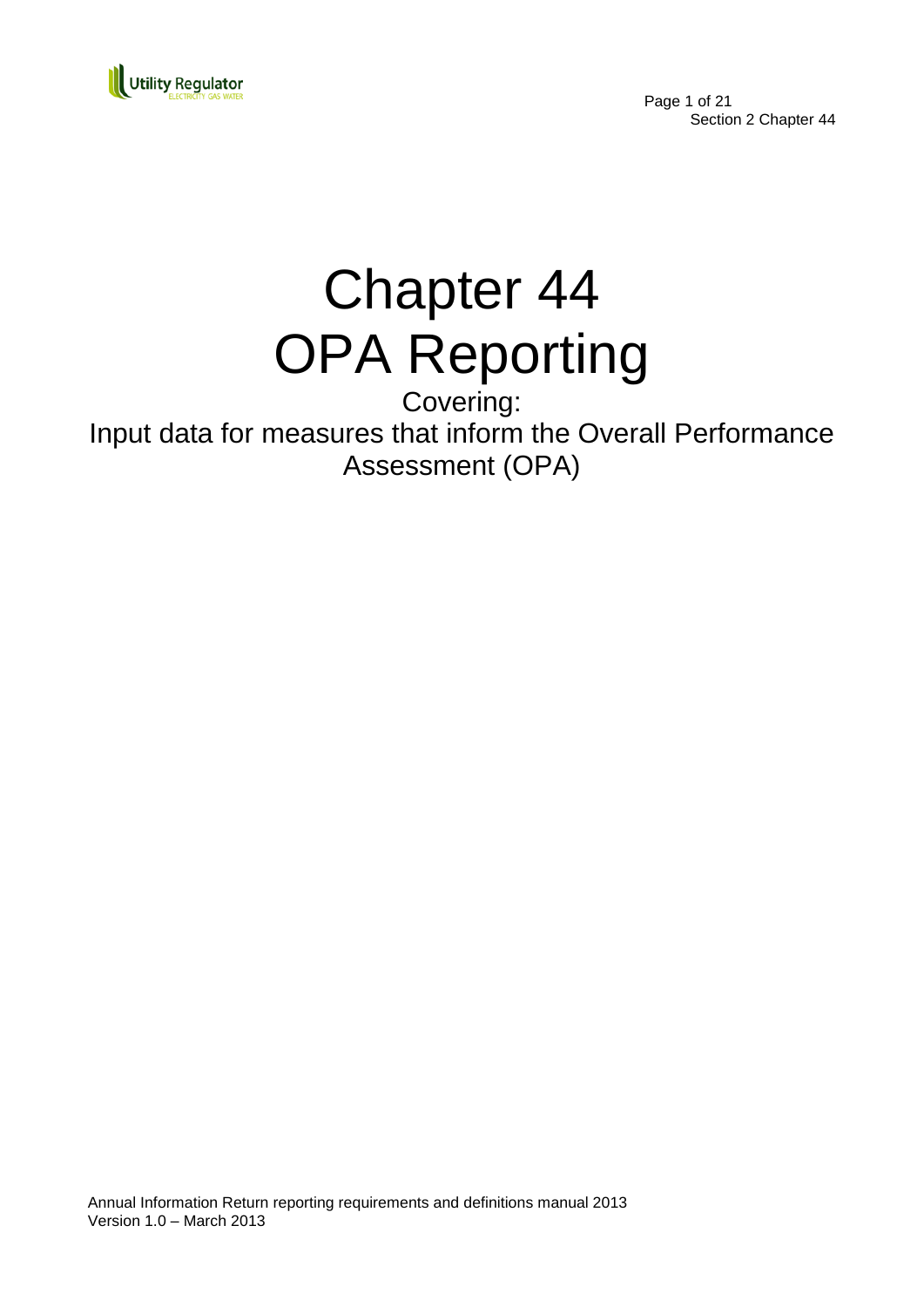# Chapter 44
# OPA Reporting

Covering:

Input data for measures that inform the Overall Performance Assessment (OPA)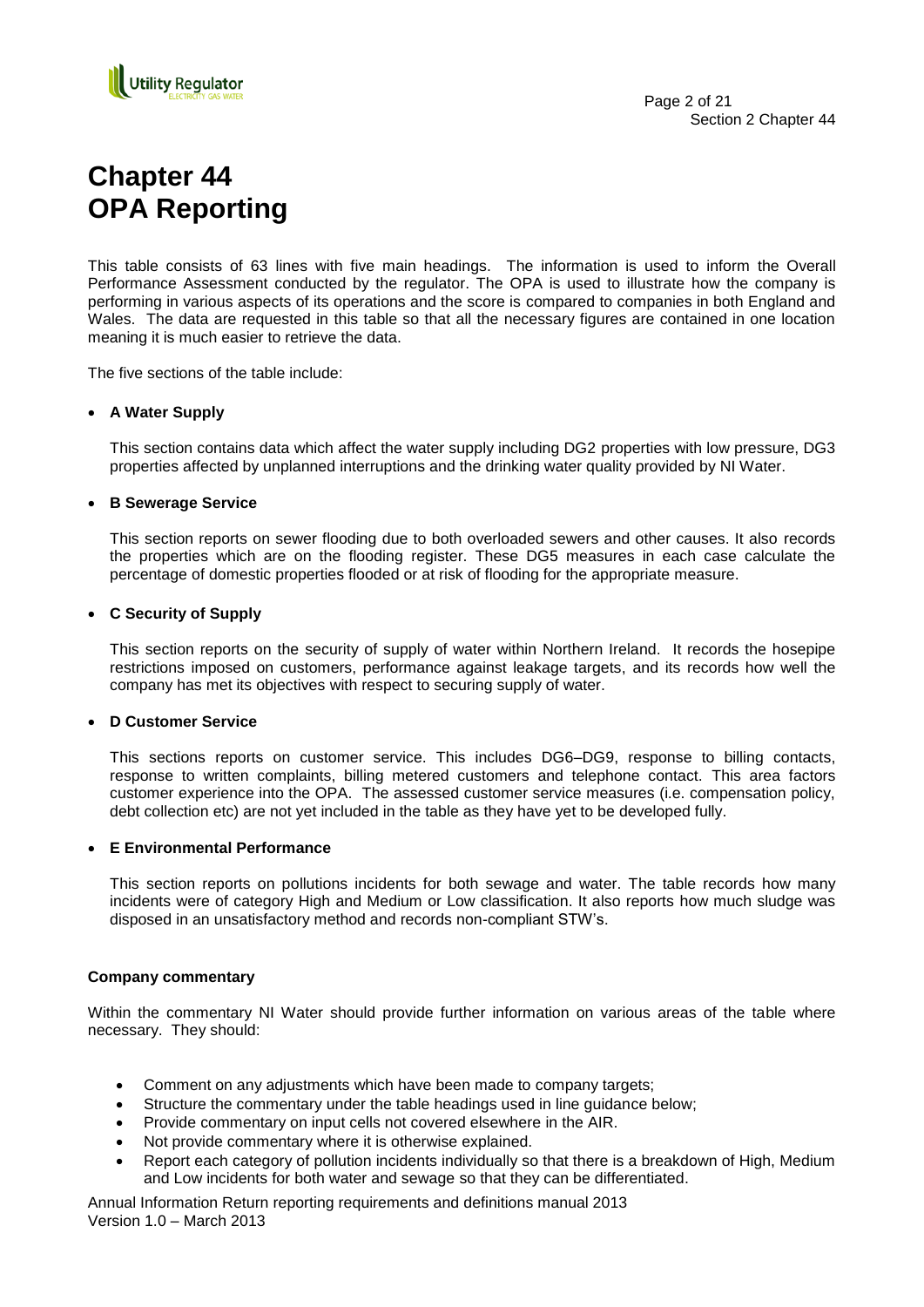# Chapter 44
# OPA Reporting

This table consists of 63 lines with five main headings. The information is used to inform the Overall Performance Assessment conducted by the regulator. The OPA is used to illustrate how the company is performing in various aspects of its operations and the score is compared to companies in both England and Wales. The data are requested in this table so that all the necessary figures are contained in one location meaning it is much easier to retrieve the data.

The five sections of the table include:

- **A Water Supply**

  This section contains data which affect the water supply including DG2 properties with low pressure, DG3 properties affected by unplanned interruptions and the drinking water quality provided by NI Water.

- **B Sewerage Service**

  This section reports on sewer flooding due to both overloaded sewers and other causes. It also records the properties which are on the flooding register. These DG5 measures in each case calculate the percentage of domestic properties flooded or at risk of flooding for the appropriate measure.

- **C Security of Supply**

  This section reports on the security of supply of water within Northern Ireland. It records the hosepipe restrictions imposed on customers, performance against leakage targets, and its records how well the company has met its objectives with respect to securing supply of water.

- **D Customer Service**

  This sections reports on customer service. This includes DG6–DG9, response to billing contacts, response to written complaints, billing metered customers and telephone contact. This area factors customer experience into the OPA. The assessed customer service measures (i.e. compensation policy, debt collection etc) are not yet included in the table as they have yet to be developed fully.

- **E Environmental Performance**

  This section reports on pollutions incidents for both sewage and water. The table records how many incidents were of category High and Medium or Low classification. It also reports how much sludge was disposed in an unsatisfactory method and records non-compliant STW's.

**Company commentary**

Within the commentary NI Water should provide further information on various areas of the table where necessary. They should:

- Comment on any adjustments which have been made to company targets;
- Structure the commentary under the table headings used in line guidance below;
- Provide commentary on input cells not covered elsewhere in the AIR.
- Not provide commentary where it is otherwise explained.
- Report each category of pollution incidents individually so that there is a breakdown of High, Medium and Low incidents for both water and sewage so that they can be differentiated.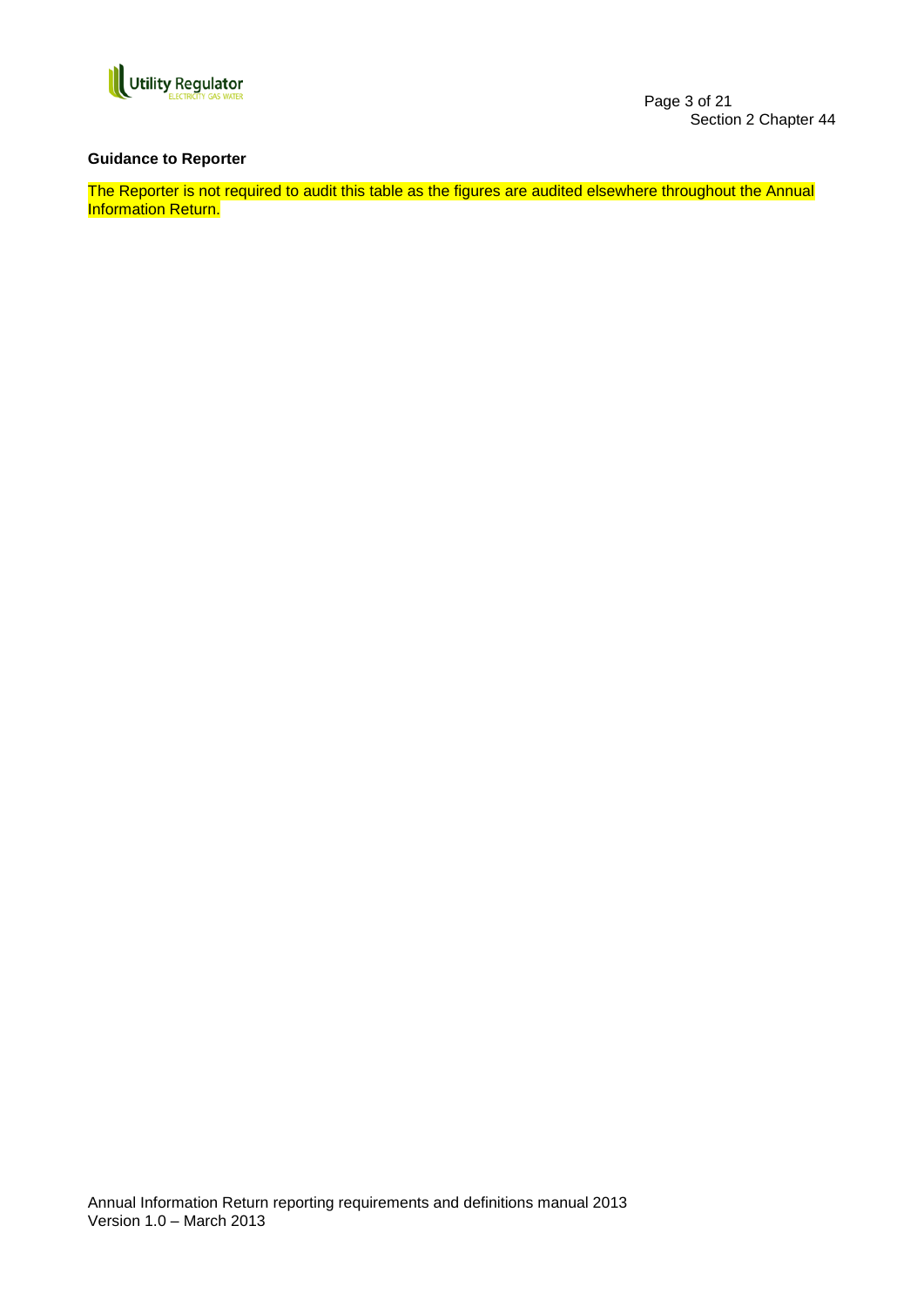**Guidance to Reporter**

The Reporter is not required to audit this table as the figures are audited elsewhere throughout the Annual Information Return.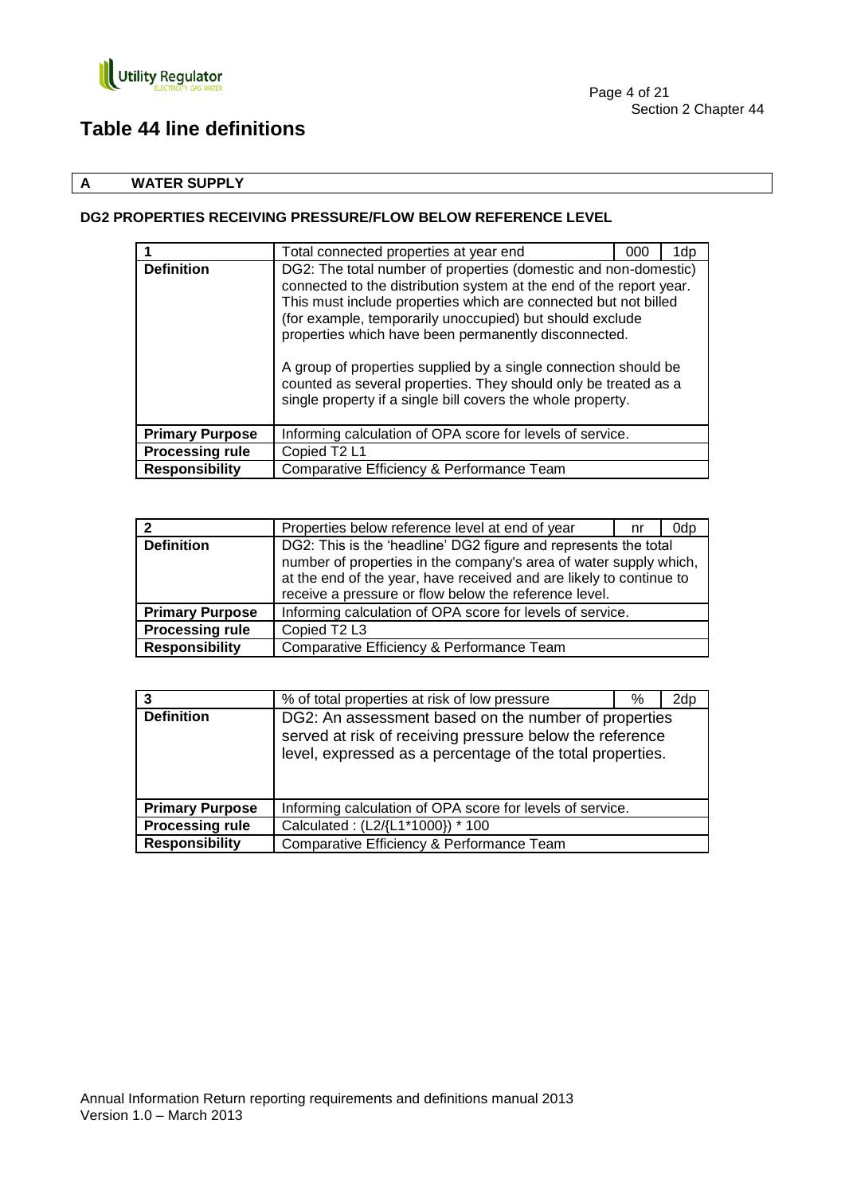# Table 44 line definitions

## A WATER SUPPLY

### DG2 PROPERTIES RECEIVING PRESSURE/FLOW BELOW REFERENCE LEVEL

| 1 | Total connected properties at year end | 000 | 1dp |
|---|---|---|---|
| **Definition** | DG2: The total number of properties (domestic and non-domestic) connected to the distribution system at the end of the report year. This must include properties which are connected but not billed (for example, temporarily unoccupied) but should exclude properties which have been permanently disconnected.<br><br>A group of properties supplied by a single connection should be counted as several properties. They should only be treated as a single property if a single bill covers the whole property. | | |
| **Primary Purpose** | Informing calculation of OPA score for levels of service. | | |
| **Processing rule** | Copied T2 L1 | | |
| **Responsibility** | Comparative Efficiency & Performance Team | | |

| 2 | Properties below reference level at end of year | nr | 0dp |
|---|---|---|---|
| **Definition** | DG2: This is the 'headline' DG2 figure and represents the total number of properties in the company's area of water supply which, at the end of the year, have received and are likely to continue to receive a pressure or flow below the reference level. | | |
| **Primary Purpose** | Informing calculation of OPA score for levels of service. | | |
| **Processing rule** | Copied T2 L3 | | |
| **Responsibility** | Comparative Efficiency & Performance Team | | |

| 3 | % of total properties at risk of low pressure | % | 2dp |
|---|---|---|---|
| **Definition** | DG2: An assessment based on the number of properties served at risk of receiving pressure below the reference level, expressed as a percentage of the total properties. | | |
| **Primary Purpose** | Informing calculation of OPA score for levels of service. | | |
| **Processing rule** | Calculated : (L2/{L1*1000}) * 100 | | |
| **Responsibility** | Comparative Efficiency & Performance Team | | |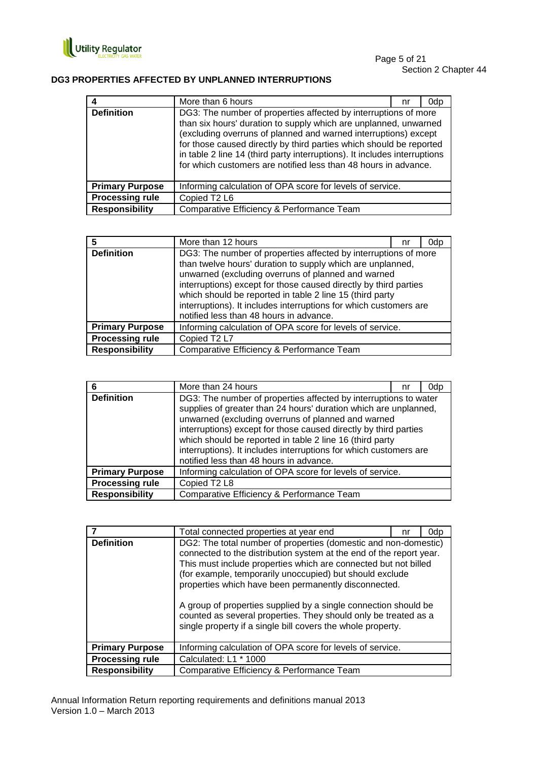## DG3 PROPERTIES AFFECTED BY UNPLANNED INTERRUPTIONS

| 4 | More than 6 hours | nr | 0dp |
|---|---|---|---|
| **Definition** | DG3: The number of properties affected by interruptions of more than six hours' duration to supply which are unplanned, unwarned (excluding overruns of planned and warned interruptions) except for those caused directly by third parties which should be reported in table 2 line 14 (third party interruptions). It includes interruptions for which customers are notified less than 48 hours in advance. | | |
| **Primary Purpose** | Informing calculation of OPA score for levels of service. | | |
| **Processing rule** | Copied T2 L6 | | |
| **Responsibility** | Comparative Efficiency & Performance Team | | |

| 5 | More than 12 hours | nr | 0dp |
|---|---|---|---|
| **Definition** | DG3: The number of properties affected by interruptions of more than twelve hours' duration to supply which are unplanned, unwarned (excluding overruns of planned and warned interruptions) except for those caused directly by third parties which should be reported in table 2 line 15 (third party interruptions). It includes interruptions for which customers are notified less than 48 hours in advance. | | |
| **Primary Purpose** | Informing calculation of OPA score for levels of service. | | |
| **Processing rule** | Copied T2 L7 | | |
| **Responsibility** | Comparative Efficiency & Performance Team | | |

| 6 | More than 24 hours | nr | 0dp |
|---|---|---|---|
| **Definition** | DG3: The number of properties affected by interruptions to water supplies of greater than 24 hours' duration which are unplanned, unwarned (excluding overruns of planned and warned interruptions) except for those caused directly by third parties which should be reported in table 2 line 16 (third party interruptions). It includes interruptions for which customers are notified less than 48 hours in advance. | | |
| **Primary Purpose** | Informing calculation of OPA score for levels of service. | | |
| **Processing rule** | Copied T2 L8 | | |
| **Responsibility** | Comparative Efficiency & Performance Team | | |

| 7 | Total connected properties at year end | nr | 0dp |
|---|---|---|---|
| **Definition** | DG2: The total number of properties (domestic and non-domestic) connected to the distribution system at the end of the report year. This must include properties which are connected but not billed (for example, temporarily unoccupied) but should exclude properties which have been permanently disconnected.<br><br>A group of properties supplied by a single connection should be counted as several properties. They should only be treated as a single property if a single bill covers the whole property. | | |
| **Primary Purpose** | Informing calculation of OPA score for levels of service. | | |
| **Processing rule** | Calculated: L1 * 1000 | | |
| **Responsibility** | Comparative Efficiency & Performance Team | | |

Annual Information Return reporting requirements and definitions manual 2013
Version 1.0 – March 2013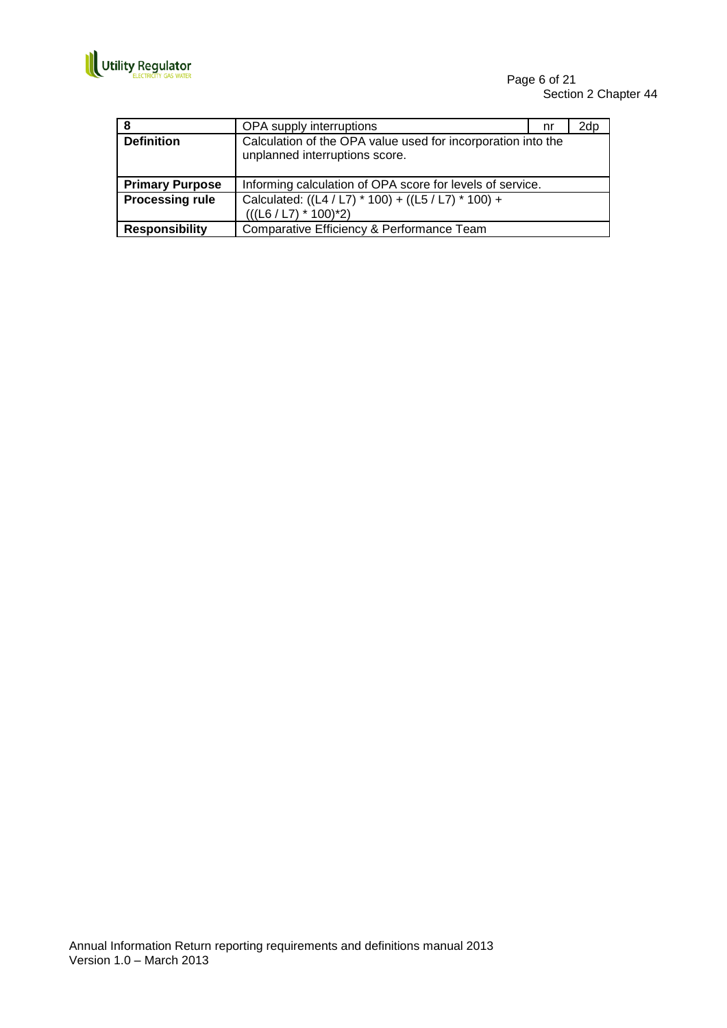| 8 | OPA supply interruptions | nr | 2dp |
|---|---|---|---|
| **Definition** | Calculation of the OPA value used for incorporation into the unplanned interruptions score. | | |
| **Primary Purpose** | Informing calculation of OPA score for levels of service. | | |
| **Processing rule** | Calculated: ((L4 / L7) * 100) + ((L5 / L7) * 100) + (((L6 / L7) * 100)*2) | | |
| **Responsibility** | Comparative Efficiency & Performance Team | | |

Annual Information Return reporting requirements and definitions manual 2013
Version 1.0 – March 2013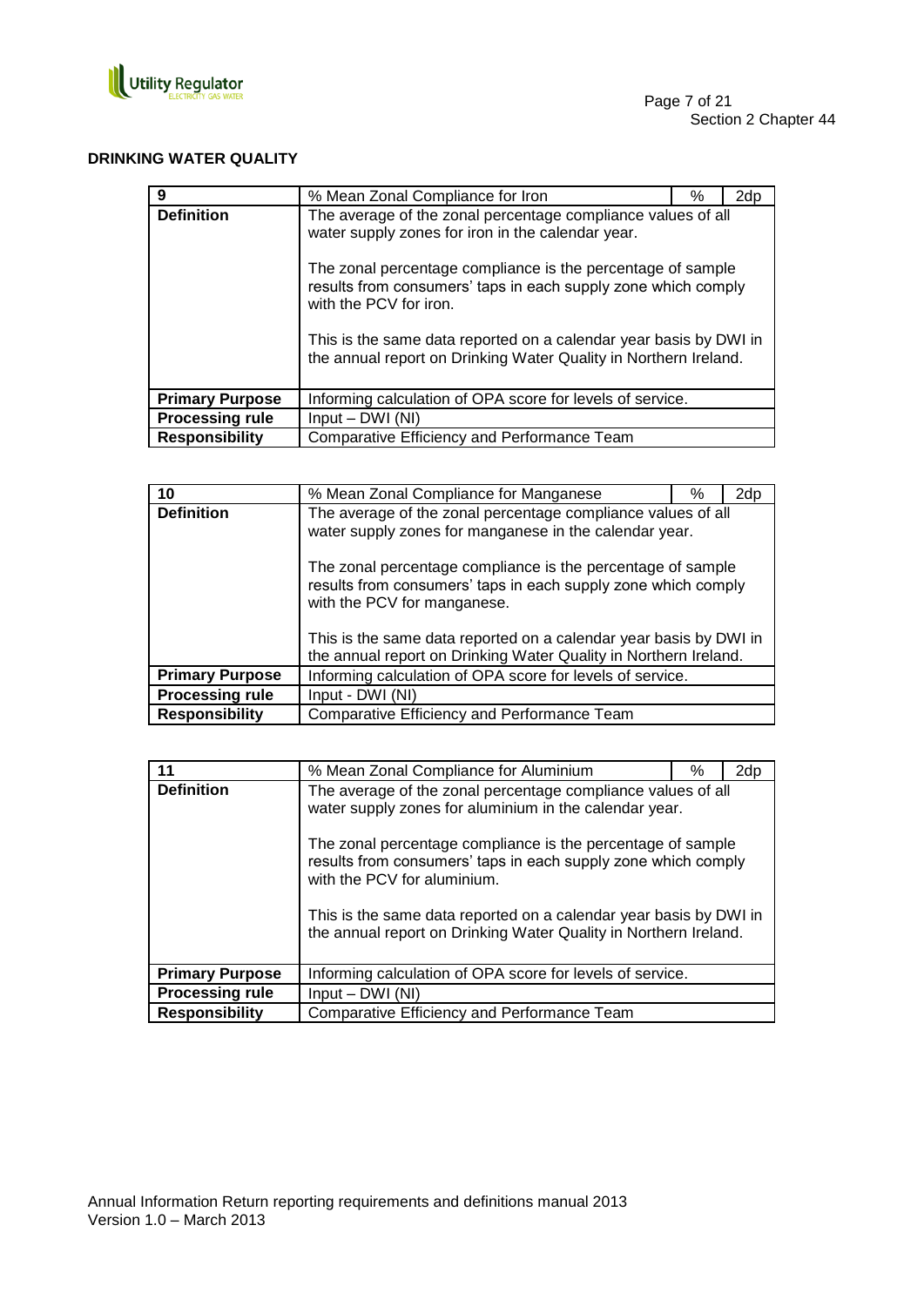**DRINKING WATER QUALITY**

| 9 | % Mean Zonal Compliance for Iron | % | 2dp |
|---|---|---|---|
| **Definition** | The average of the zonal percentage compliance values of all water supply zones for iron in the calendar year.<br><br>The zonal percentage compliance is the percentage of sample results from consumers' taps in each supply zone which comply with the PCV for iron.<br><br>This is the same data reported on a calendar year basis by DWI in the annual report on Drinking Water Quality in Northern Ireland. | | |
| **Primary Purpose** | Informing calculation of OPA score for levels of service. | | |
| **Processing rule** | Input – DWI (NI) | | |
| **Responsibility** | Comparative Efficiency and Performance Team | | |

| 10 | % Mean Zonal Compliance for Manganese | % | 2dp |
|---|---|---|---|
| **Definition** | The average of the zonal percentage compliance values of all water supply zones for manganese in the calendar year.<br><br>The zonal percentage compliance is the percentage of sample results from consumers' taps in each supply zone which comply with the PCV for manganese.<br><br>This is the same data reported on a calendar year basis by DWI in the annual report on Drinking Water Quality in Northern Ireland. | | |
| **Primary Purpose** | Informing calculation of OPA score for levels of service. | | |
| **Processing rule** | Input - DWI (NI) | | |
| **Responsibility** | Comparative Efficiency and Performance Team | | |

| 11 | % Mean Zonal Compliance for Aluminium | % | 2dp |
|---|---|---|---|
| **Definition** | The average of the zonal percentage compliance values of all water supply zones for aluminium in the calendar year.<br><br>The zonal percentage compliance is the percentage of sample results from consumers' taps in each supply zone which comply with the PCV for aluminium.<br><br>This is the same data reported on a calendar year basis by DWI in the annual report on Drinking Water Quality in Northern Ireland. | | |
| **Primary Purpose** | Informing calculation of OPA score for levels of service. | | |
| **Processing rule** | Input – DWI (NI) | | |
| **Responsibility** | Comparative Efficiency and Performance Team | | |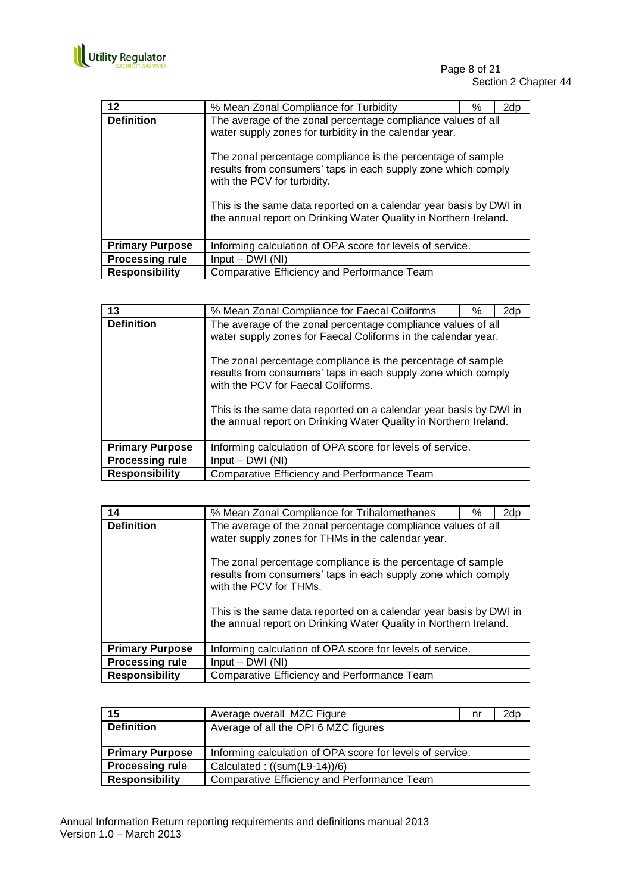| 12 | % Mean Zonal Compliance for Turbidity | % | 2dp |
|---|---|---|---|
| **Definition** | The average of the zonal percentage compliance values of all water supply zones for turbidity in the calendar year.<br><br>The zonal percentage compliance is the percentage of sample results from consumers' taps in each supply zone which comply with the PCV for turbidity.<br><br>This is the same data reported on a calendar year basis by DWI in the annual report on Drinking Water Quality in Northern Ireland. | | |
| **Primary Purpose** | Informing calculation of OPA score for levels of service. | | |
| **Processing rule** | Input – DWI (NI) | | |
| **Responsibility** | Comparative Efficiency and Performance Team | | |

| 13 | % Mean Zonal Compliance for Faecal Coliforms | % | 2dp |
|---|---|---|---|
| **Definition** | The average of the zonal percentage compliance values of all water supply zones for Faecal Coliforms in the calendar year.<br><br>The zonal percentage compliance is the percentage of sample results from consumers' taps in each supply zone which comply with the PCV for Faecal Coliforms.<br><br>This is the same data reported on a calendar year basis by DWI in the annual report on Drinking Water Quality in Northern Ireland. | | |
| **Primary Purpose** | Informing calculation of OPA score for levels of service. | | |
| **Processing rule** | Input – DWI (NI) | | |
| **Responsibility** | Comparative Efficiency and Performance Team | | |

| 14 | % Mean Zonal Compliance for Trihalomethanes | % | 2dp |
|---|---|---|---|
| **Definition** | The average of the zonal percentage compliance values of all water supply zones for THMs in the calendar year.<br><br>The zonal percentage compliance is the percentage of sample results from consumers' taps in each supply zone which comply with the PCV for THMs.<br><br>This is the same data reported on a calendar year basis by DWI in the annual report on Drinking Water Quality in Northern Ireland. | | |
| **Primary Purpose** | Informing calculation of OPA score for levels of service. | | |
| **Processing rule** | Input – DWI (NI) | | |
| **Responsibility** | Comparative Efficiency and Performance Team | | |

| 15 | Average overall MZC Figure | nr | 2dp |
|---|---|---|---|
| **Definition** | Average of all the OPI 6 MZC figures | | |
| **Primary Purpose** | Informing calculation of OPA score for levels of service. | | |
| **Processing rule** | Calculated : ((sum(L9-14))/6) | | |
| **Responsibility** | Comparative Efficiency and Performance Team | | |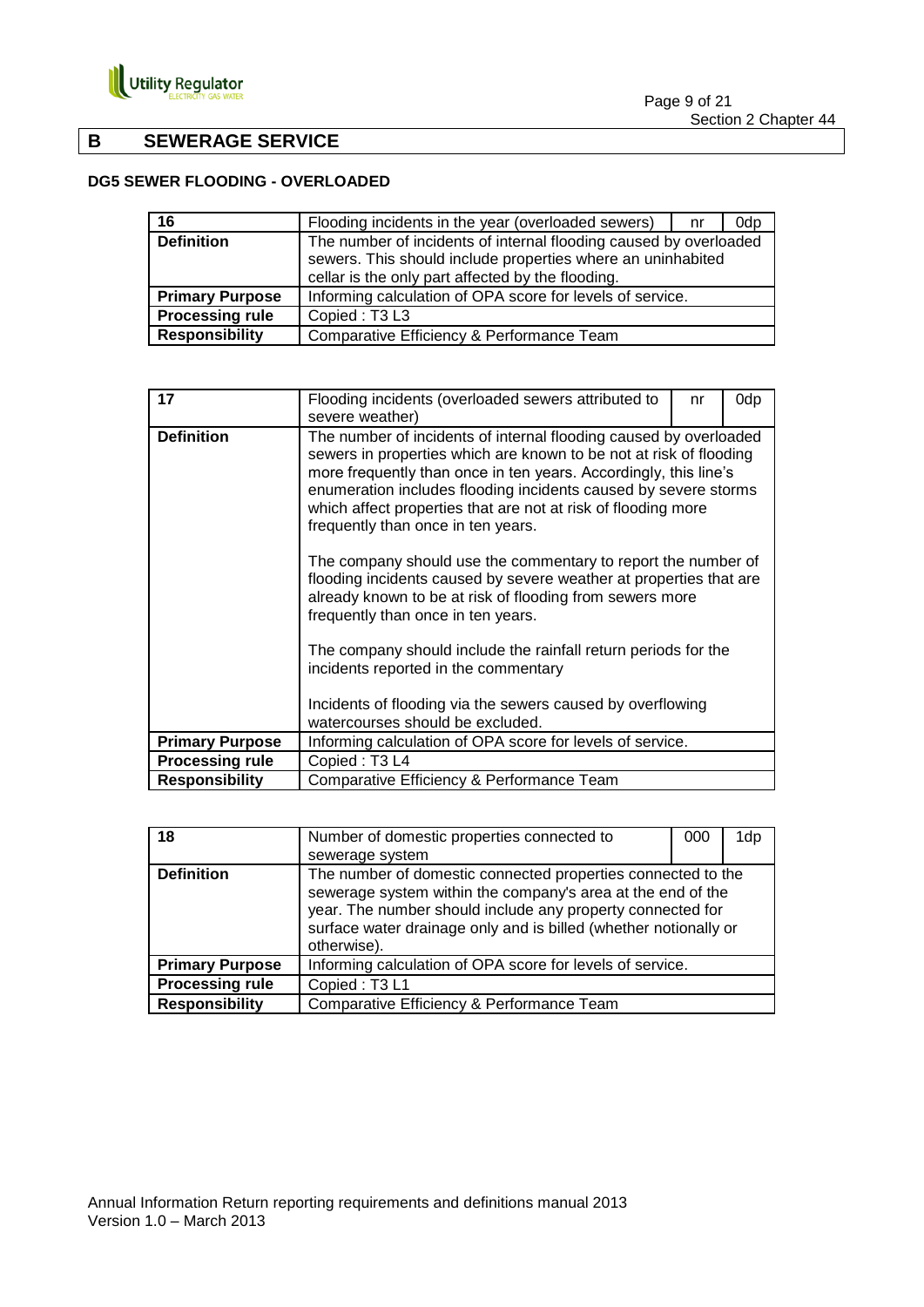## B SEWERAGE SERVICE

### DG5 SEWER FLOODING - OVERLOADED

| 16 | Flooding incidents in the year (overloaded sewers) | nr | 0dp |
|---|---|---|---|
| **Definition** | The number of incidents of internal flooding caused by overloaded sewers. This should include properties where an uninhabited cellar is the only part affected by the flooding. | | |
| **Primary Purpose** | Informing calculation of OPA score for levels of service. | | |
| **Processing rule** | Copied : T3 L3 | | |
| **Responsibility** | Comparative Efficiency & Performance Team | | |

| 17 | Flooding incidents (overloaded sewers attributed to severe weather) | nr | 0dp |
|---|---|---|---|
| **Definition** | The number of incidents of internal flooding caused by overloaded sewers in properties which are known to be not at risk of flooding more frequently than once in ten years. Accordingly, this line's enumeration includes flooding incidents caused by severe storms which affect properties that are not at risk of flooding more frequently than once in ten years.<br><br>The company should use the commentary to report the number of flooding incidents caused by severe weather at properties that are already known to be at risk of flooding from sewers more frequently than once in ten years.<br><br>The company should include the rainfall return periods for the incidents reported in the commentary<br><br>Incidents of flooding via the sewers caused by overflowing watercourses should be excluded. | | |
| **Primary Purpose** | Informing calculation of OPA score for levels of service. | | |
| **Processing rule** | Copied : T3 L4 | | |
| **Responsibility** | Comparative Efficiency & Performance Team | | |

| 18 | Number of domestic properties connected to sewerage system | 000 | 1dp |
|---|---|---|---|
| **Definition** | The number of domestic connected properties connected to the sewerage system within the company's area at the end of the year. The number should include any property connected for surface water drainage only and is billed (whether notionally or otherwise). | | |
| **Primary Purpose** | Informing calculation of OPA score for levels of service. | | |
| **Processing rule** | Copied : T3 L1 | | |
| **Responsibility** | Comparative Efficiency & Performance Team | | |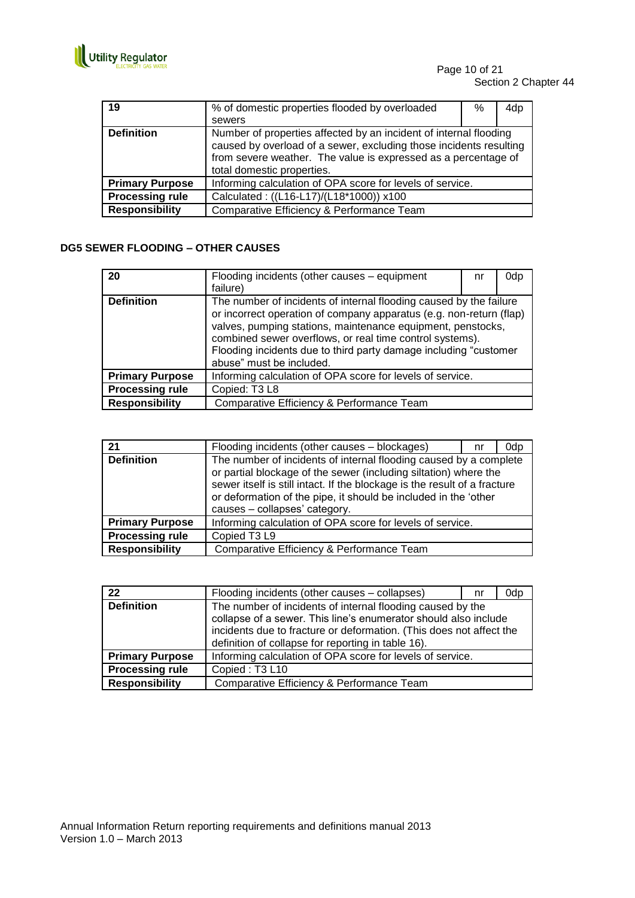| 19 | % of domestic properties flooded by overloaded sewers | % | 4dp |
|---|---|---|---|
| **Definition** | Number of properties affected by an incident of internal flooding caused by overload of a sewer, excluding those incidents resulting from severe weather. The value is expressed as a percentage of total domestic properties. | | |
| **Primary Purpose** | Informing calculation of OPA score for levels of service. | | |
| **Processing rule** | Calculated : ((L16-L17)/(L18*1000)) x100 | | |
| **Responsibility** | Comparative Efficiency & Performance Team | | |

**DG5 SEWER FLOODING – OTHER CAUSES**

| 20 | Flooding incidents (other causes – equipment failure) | nr | 0dp |
|---|---|---|---|
| **Definition** | The number of incidents of internal flooding caused by the failure or incorrect operation of company apparatus (e.g. non-return (flap) valves, pumping stations, maintenance equipment, penstocks, combined sewer overflows, or real time control systems). Flooding incidents due to third party damage including "customer abuse" must be included. | | |
| **Primary Purpose** | Informing calculation of OPA score for levels of service. | | |
| **Processing rule** | Copied: T3 L8 | | |
| **Responsibility** | Comparative Efficiency & Performance Team | | |

| 21 | Flooding incidents (other causes – blockages) | nr | 0dp |
|---|---|---|---|
| **Definition** | The number of incidents of internal flooding caused by a complete or partial blockage of the sewer (including siltation) where the sewer itself is still intact. If the blockage is the result of a fracture or deformation of the pipe, it should be included in the 'other causes – collapses' category. | | |
| **Primary Purpose** | Informing calculation of OPA score for levels of service. | | |
| **Processing rule** | Copied T3 L9 | | |
| **Responsibility** | Comparative Efficiency & Performance Team | | |

| 22 | Flooding incidents (other causes – collapses) | nr | 0dp |
|---|---|---|---|
| **Definition** | The number of incidents of internal flooding caused by the collapse of a sewer. This line's enumerator should also include incidents due to fracture or deformation. (This does not affect the definition of collapse for reporting in table 16). | | |
| **Primary Purpose** | Informing calculation of OPA score for levels of service. | | |
| **Processing rule** | Copied : T3 L10 | | |
| **Responsibility** | Comparative Efficiency & Performance Team | | |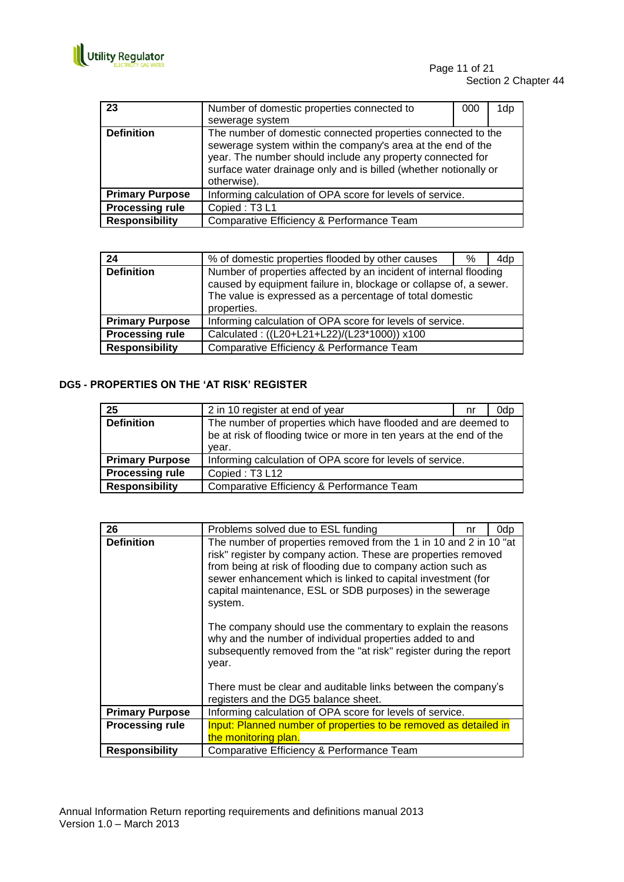| 23 | Number of domestic properties connected to sewerage system | 000 | 1dp |
|---|---|---|---|
| **Definition** | The number of domestic connected properties connected to the sewerage system within the company's area at the end of the year. The number should include any property connected for surface water drainage only and is billed (whether notionally or otherwise). | | |
| **Primary Purpose** | Informing calculation of OPA score for levels of service. | | |
| **Processing rule** | Copied : T3 L1 | | |
| **Responsibility** | Comparative Efficiency & Performance Team | | |

| 24 | % of domestic properties flooded by other causes | % | 4dp |
|---|---|---|---|
| **Definition** | Number of properties affected by an incident of internal flooding caused by equipment failure in, blockage or collapse of, a sewer. The value is expressed as a percentage of total domestic properties. | | |
| **Primary Purpose** | Informing calculation of OPA score for levels of service. | | |
| **Processing rule** | Calculated : ((L20+L21+L22)/(L23*1000)) x100 | | |
| **Responsibility** | Comparative Efficiency & Performance Team | | |

## DG5 - PROPERTIES ON THE 'AT RISK' REGISTER

| 25 | 2 in 10 register at end of year | nr | 0dp |
|---|---|---|---|
| **Definition** | The number of properties which have flooded and are deemed to be at risk of flooding twice or more in ten years at the end of the year. | | |
| **Primary Purpose** | Informing calculation of OPA score for levels of service. | | |
| **Processing rule** | Copied : T3 L12 | | |
| **Responsibility** | Comparative Efficiency & Performance Team | | |

| 26 | Problems solved due to ESL funding | nr | 0dp |
|---|---|---|---|
| **Definition** | The number of properties removed from the 1 in 10 and 2 in 10 "at risk" register by company action. These are properties removed from being at risk of flooding due to company action such as sewer enhancement which is linked to capital investment (for capital maintenance, ESL or SDB purposes) in the sewerage system.<br><br>The company should use the commentary to explain the reasons why and the number of individual properties added to and subsequently removed from the "at risk" register during the report year.<br><br>There must be clear and auditable links between the company's registers and the DG5 balance sheet. | | |
| **Primary Purpose** | Informing calculation of OPA score for levels of service. | | |
| **Processing rule** | Input: Planned number of properties to be removed as detailed in the monitoring plan. | | |
| **Responsibility** | Comparative Efficiency & Performance Team | | |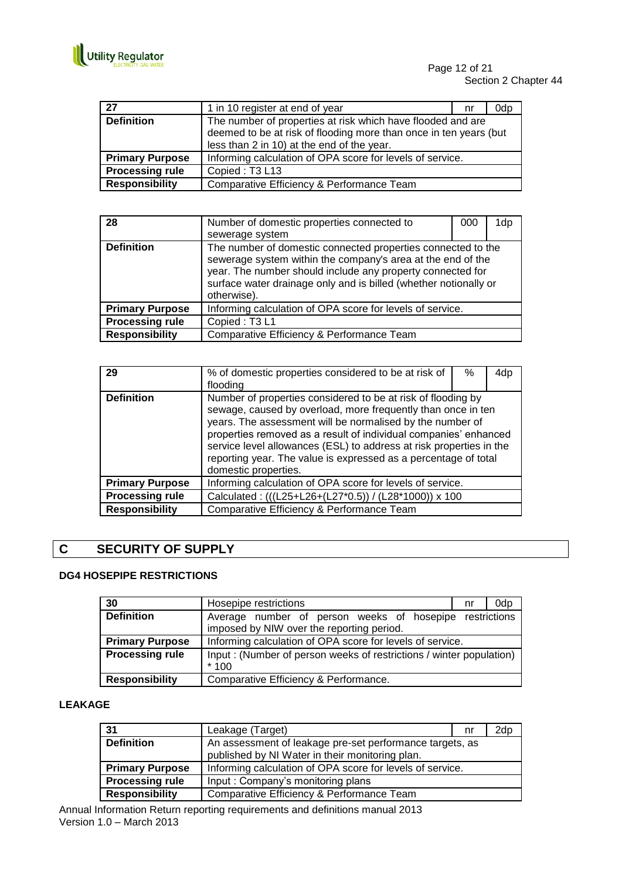| 27 | 1 in 10 register at end of year | nr | 0dp |
|---|---|---|---|
| **Definition** | The number of properties at risk which have flooded and are deemed to be at risk of flooding more than once in ten years (but less than 2 in 10) at the end of the year. | | |
| **Primary Purpose** | Informing calculation of OPA score for levels of service. | | |
| **Processing rule** | Copied : T3 L13 | | |
| **Responsibility** | Comparative Efficiency & Performance Team | | |

| 28 | Number of domestic properties connected to sewerage system | 000 | 1dp |
|---|---|---|---|
| **Definition** | The number of domestic connected properties connected to the sewerage system within the company's area at the end of the year. The number should include any property connected for surface water drainage only and is billed (whether notionally or otherwise). | | |
| **Primary Purpose** | Informing calculation of OPA score for levels of service. | | |
| **Processing rule** | Copied : T3 L1 | | |
| **Responsibility** | Comparative Efficiency & Performance Team | | |

| 29 | % of domestic properties considered to be at risk of flooding | % | 4dp |
|---|---|---|---|
| **Definition** | Number of properties considered to be at risk of flooding by sewage, caused by overload, more frequently than once in ten years. The assessment will be normalised by the number of properties removed as a result of individual companies' enhanced service level allowances (ESL) to address at risk properties in the reporting year. The value is expressed as a percentage of total domestic properties. | | |
| **Primary Purpose** | Informing calculation of OPA score for levels of service. | | |
| **Processing rule** | Calculated : (((L25+L26+(L27*0.5)) / (L28*1000)) x 100 | | |
| **Responsibility** | Comparative Efficiency & Performance Team | | |

## C SECURITY OF SUPPLY

### DG4 HOSEPIPE RESTRICTIONS

| 30 | Hosepipe restrictions | nr | 0dp |
|---|---|---|---|
| **Definition** | Average number of person weeks of hosepipe restrictions imposed by NIW over the reporting period. | | |
| **Primary Purpose** | Informing calculation of OPA score for levels of service. | | |
| **Processing rule** | Input : (Number of person weeks of restrictions / winter population) * 100 | | |
| **Responsibility** | Comparative Efficiency & Performance. | | |

### LEAKAGE

| 31 | Leakage (Target) | nr | 2dp |
|---|---|---|---|
| **Definition** | An assessment of leakage pre-set performance targets, as published by NI Water in their monitoring plan. | | |
| **Primary Purpose** | Informing calculation of OPA score for levels of service. | | |
| **Processing rule** | Input : Company's monitoring plans | | |
| **Responsibility** | Comparative Efficiency & Performance Team | | |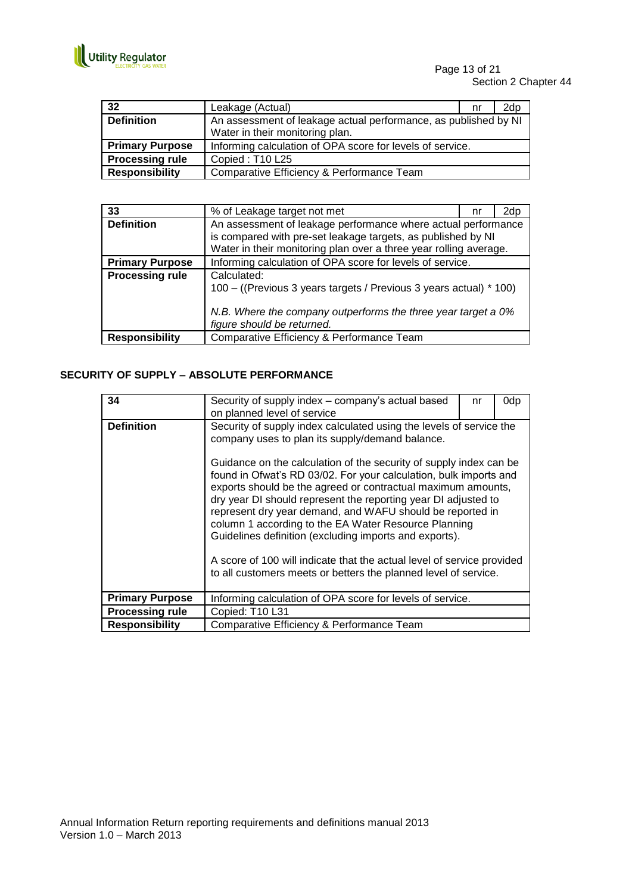| 32 | Leakage (Actual) | nr | 2dp |
|---|---|---|---|
| **Definition** | An assessment of leakage actual performance, as published by NI Water in their monitoring plan. | | |
| **Primary Purpose** | Informing calculation of OPA score for levels of service. | | |
| **Processing rule** | Copied : T10 L25 | | |
| **Responsibility** | Comparative Efficiency & Performance Team | | |

| 33 | % of Leakage target not met | nr | 2dp |
|---|---|---|---|
| **Definition** | An assessment of leakage performance where actual performance is compared with pre-set leakage targets, as published by NI Water in their monitoring plan over a three year rolling average. | | |
| **Primary Purpose** | Informing calculation of OPA score for levels of service. | | |
| **Processing rule** | Calculated:<br>100 – ((Previous 3 years targets / Previous 3 years actual) * 100)<br><br>*N.B. Where the company outperforms the three year target a 0% figure should be returned.* | | |
| **Responsibility** | Comparative Efficiency & Performance Team | | |

## SECURITY OF SUPPLY – ABSOLUTE PERFORMANCE

| 34 | Security of supply index – company's actual based on planned level of service | nr | 0dp |
|---|---|---|---|
| **Definition** | Security of supply index calculated using the levels of service the company uses to plan its supply/demand balance.<br><br>Guidance on the calculation of the security of supply index can be found in Ofwat's RD 03/02. For your calculation, bulk imports and exports should be the agreed or contractual maximum amounts, dry year DI should represent the reporting year DI adjusted to represent dry year demand, and WAFU should be reported in column 1 according to the EA Water Resource Planning Guidelines definition (excluding imports and exports).<br><br>A score of 100 will indicate that the actual level of service provided to all customers meets or betters the planned level of service. | | |
| **Primary Purpose** | Informing calculation of OPA score for levels of service. | | |
| **Processing rule** | Copied: T10 L31 | | |
| **Responsibility** | Comparative Efficiency & Performance Team | | |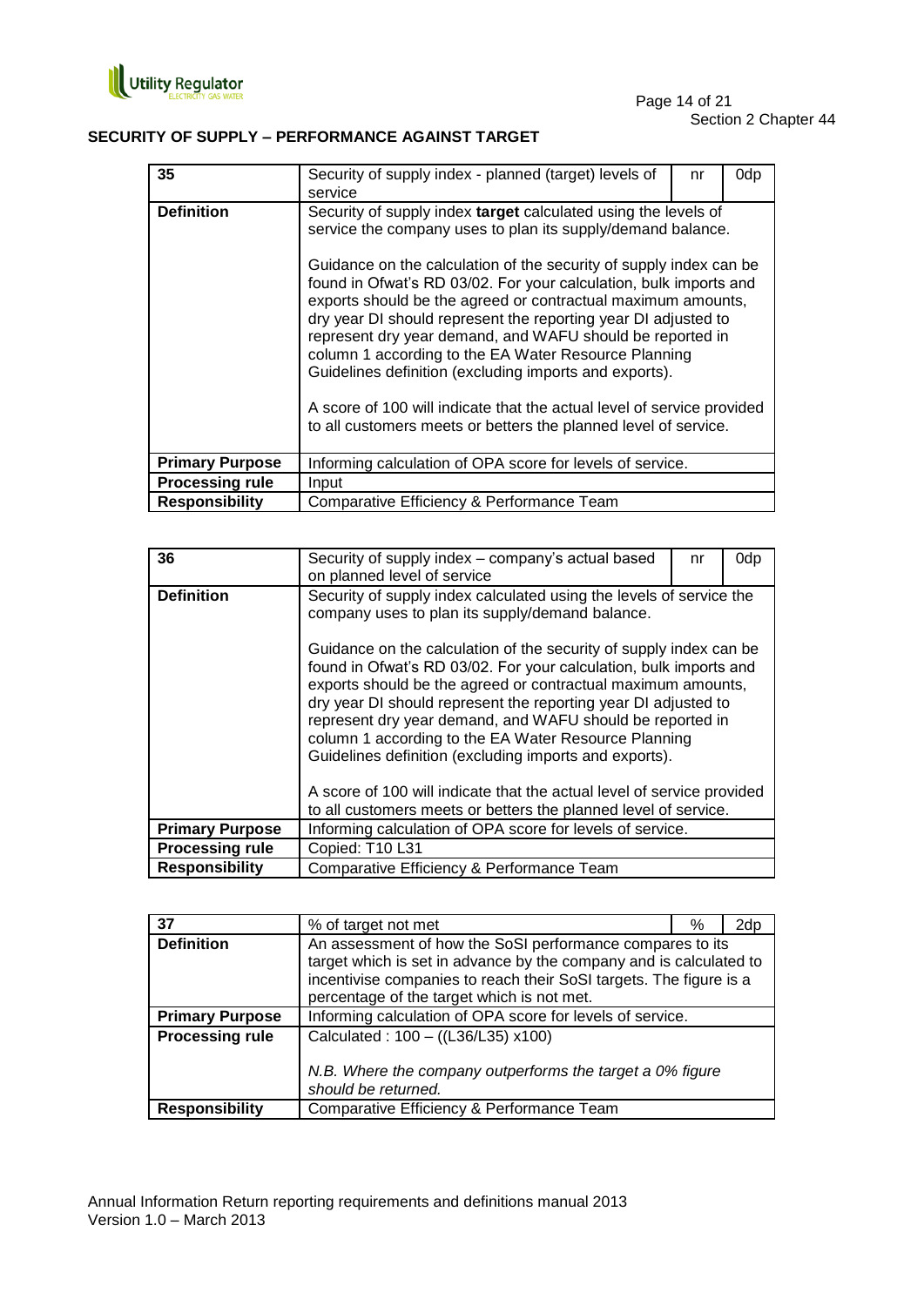## SECURITY OF SUPPLY – PERFORMANCE AGAINST TARGET

| 35 | Security of supply index - planned (target) levels of service | nr | 0dp |
|---|---|---|---|
| **Definition** | Security of supply index **target** calculated using the levels of service the company uses to plan its supply/demand balance.<br><br>Guidance on the calculation of the security of supply index can be found in Ofwat's RD 03/02. For your calculation, bulk imports and exports should be the agreed or contractual maximum amounts, dry year DI should represent the reporting year DI adjusted to represent dry year demand, and WAFU should be reported in column 1 according to the EA Water Resource Planning Guidelines definition (excluding imports and exports).<br><br>A score of 100 will indicate that the actual level of service provided to all customers meets or betters the planned level of service. | | |
| **Primary Purpose** | Informing calculation of OPA score for levels of service. | | |
| **Processing rule** | Input | | |
| **Responsibility** | Comparative Efficiency & Performance Team | | |

| 36 | Security of supply index – company's actual based on planned level of service | nr | 0dp |
|---|---|---|---|
| **Definition** | Security of supply index calculated using the levels of service the company uses to plan its supply/demand balance.<br><br>Guidance on the calculation of the security of supply index can be found in Ofwat's RD 03/02. For your calculation, bulk imports and exports should be the agreed or contractual maximum amounts, dry year DI should represent the reporting year DI adjusted to represent dry year demand, and WAFU should be reported in column 1 according to the EA Water Resource Planning Guidelines definition (excluding imports and exports).<br><br>A score of 100 will indicate that the actual level of service provided to all customers meets or betters the planned level of service. | | |
| **Primary Purpose** | Informing calculation of OPA score for levels of service. | | |
| **Processing rule** | Copied: T10 L31 | | |
| **Responsibility** | Comparative Efficiency & Performance Team | | |

| 37 | % of target not met | % | 2dp |
|---|---|---|---|
| **Definition** | An assessment of how the SoSI performance compares to its target which is set in advance by the company and is calculated to incentivise companies to reach their SoSI targets. The figure is a percentage of the target which is not met. | | |
| **Primary Purpose** | Informing calculation of OPA score for levels of service. | | |
| **Processing rule** | Calculated : 100 – ((L36/L35) x100)<br><br>*N.B. Where the company outperforms the target a 0% figure should be returned.* | | |
| **Responsibility** | Comparative Efficiency & Performance Team | | |

Annual Information Return reporting requirements and definitions manual 2013
Version 1.0 – March 2013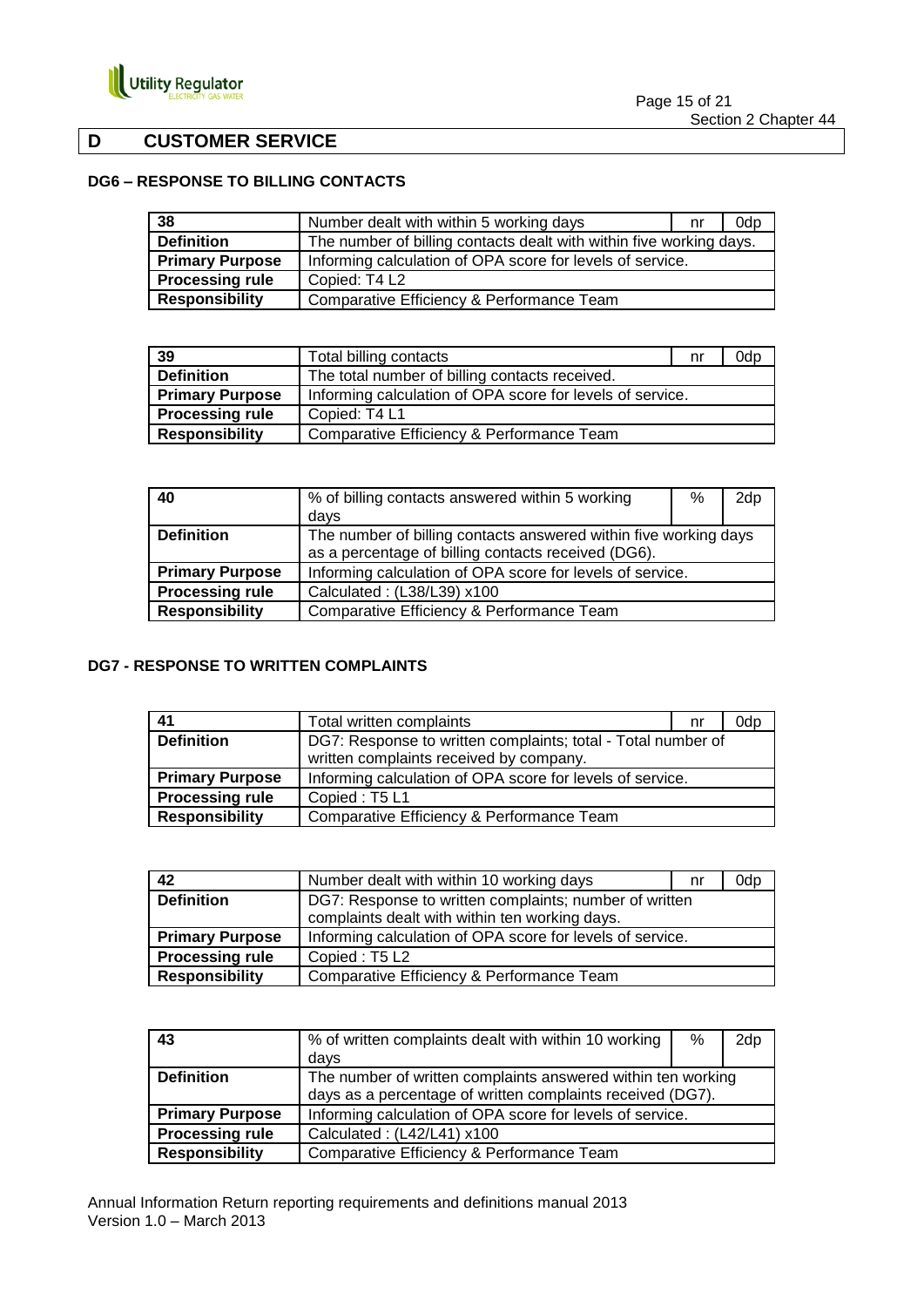## D CUSTOMER SERVICE

### DG6 – RESPONSE TO BILLING CONTACTS

| 38 | Number dealt with within 5 working days | nr | 0dp |
|---|---|---|---|
| **Definition** | The number of billing contacts dealt with within five working days. | | |
| **Primary Purpose** | Informing calculation of OPA score for levels of service. | | |
| **Processing rule** | Copied: T4 L2 | | |
| **Responsibility** | Comparative Efficiency & Performance Team | | |

| 39 | Total billing contacts | nr | 0dp |
|---|---|---|---|
| **Definition** | The total number of billing contacts received. | | |
| **Primary Purpose** | Informing calculation of OPA score for levels of service. | | |
| **Processing rule** | Copied: T4 L1 | | |
| **Responsibility** | Comparative Efficiency & Performance Team | | |

| 40 | % of billing contacts answered within 5 working days | % | 2dp |
|---|---|---|---|
| **Definition** | The number of billing contacts answered within five working days as a percentage of billing contacts received (DG6). | | |
| **Primary Purpose** | Informing calculation of OPA score for levels of service. | | |
| **Processing rule** | Calculated : (L38/L39) x100 | | |
| **Responsibility** | Comparative Efficiency & Performance Team | | |

### DG7 - RESPONSE TO WRITTEN COMPLAINTS

| 41 | Total written complaints | nr | 0dp |
|---|---|---|---|
| **Definition** | DG7: Response to written complaints; total - Total number of written complaints received by company. | | |
| **Primary Purpose** | Informing calculation of OPA score for levels of service. | | |
| **Processing rule** | Copied : T5 L1 | | |
| **Responsibility** | Comparative Efficiency & Performance Team | | |

| 42 | Number dealt with within 10 working days | nr | 0dp |
|---|---|---|---|
| **Definition** | DG7: Response to written complaints; number of written complaints dealt with within ten working days. | | |
| **Primary Purpose** | Informing calculation of OPA score for levels of service. | | |
| **Processing rule** | Copied : T5 L2 | | |
| **Responsibility** | Comparative Efficiency & Performance Team | | |

| 43 | % of written complaints dealt with within 10 working days | % | 2dp |
|---|---|---|---|
| **Definition** | The number of written complaints answered within ten working days as a percentage of written complaints received (DG7). | | |
| **Primary Purpose** | Informing calculation of OPA score for levels of service. | | |
| **Processing rule** | Calculated : (L42/L41) x100 | | |
| **Responsibility** | Comparative Efficiency & Performance Team | | |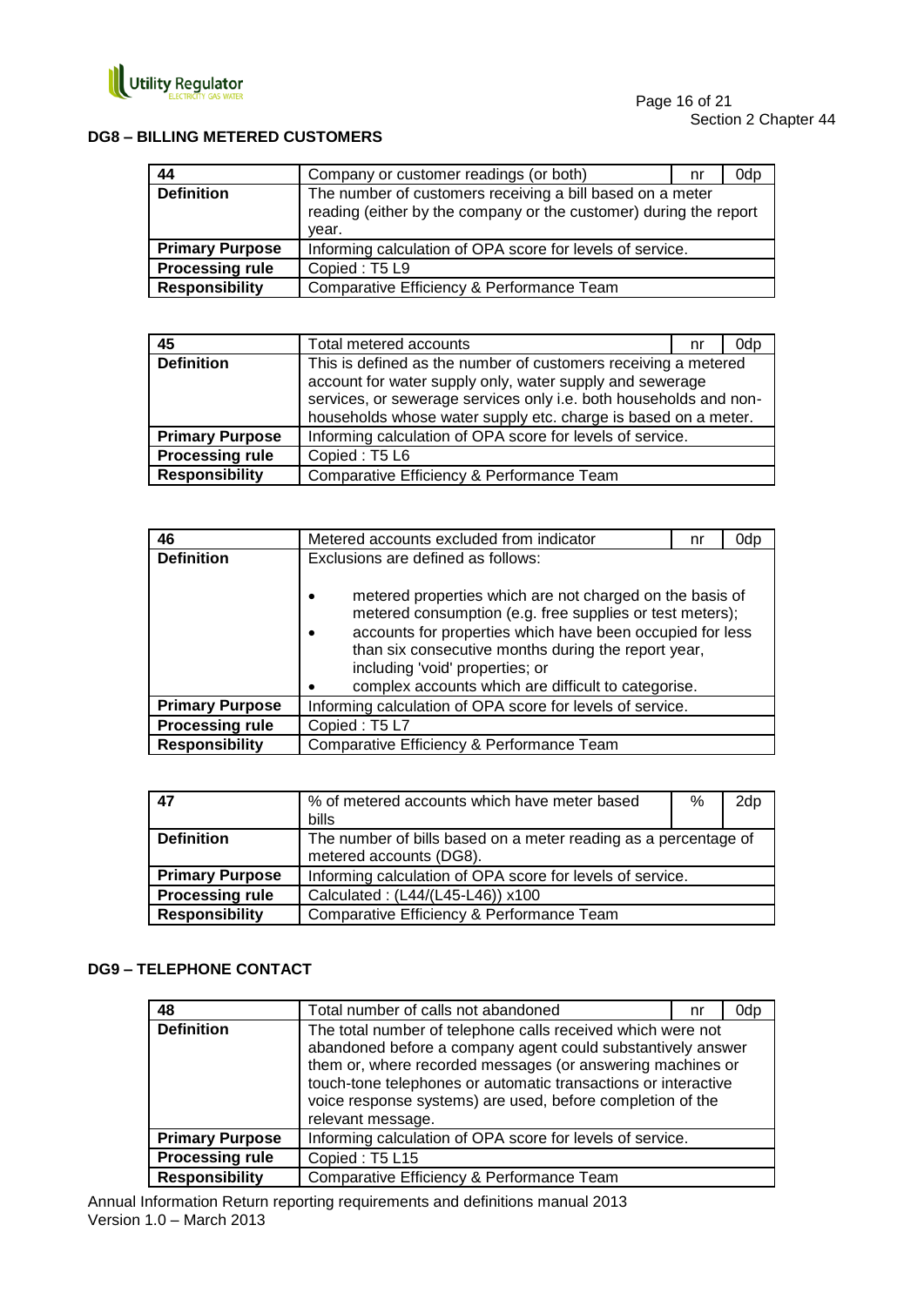### DG8 – BILLING METERED CUSTOMERS

| 44 | Company or customer readings (or both) | nr | 0dp |
|---|---|---|---|
| **Definition** | The number of customers receiving a bill based on a meter reading (either by the company or the customer) during the report year. | | |
| **Primary Purpose** | Informing calculation of OPA score for levels of service. | | |
| **Processing rule** | Copied : T5 L9 | | |
| **Responsibility** | Comparative Efficiency & Performance Team | | |

| 45 | Total metered accounts | nr | 0dp |
|---|---|---|---|
| **Definition** | This is defined as the number of customers receiving a metered account for water supply only, water supply and sewerage services, or sewerage services only i.e. both households and non-households whose water supply etc. charge is based on a meter. | | |
| **Primary Purpose** | Informing calculation of OPA score for levels of service. | | |
| **Processing rule** | Copied : T5 L6 | | |
| **Responsibility** | Comparative Efficiency & Performance Team | | |

| 46 | Metered accounts excluded from indicator | nr | 0dp |
|---|---|---|---|
| **Definition** | Exclusions are defined as follows:<br><br>• metered properties which are not charged on the basis of metered consumption (e.g. free supplies or test meters);<br>• accounts for properties which have been occupied for less than six consecutive months during the report year, including 'void' properties; or<br>• complex accounts which are difficult to categorise. | | |
| **Primary Purpose** | Informing calculation of OPA score for levels of service. | | |
| **Processing rule** | Copied : T5 L7 | | |
| **Responsibility** | Comparative Efficiency & Performance Team | | |

| 47 | % of metered accounts which have meter based bills | % | 2dp |
|---|---|---|---|
| **Definition** | The number of bills based on a meter reading as a percentage of metered accounts (DG8). | | |
| **Primary Purpose** | Informing calculation of OPA score for levels of service. | | |
| **Processing rule** | Calculated : (L44/(L45-L46)) x100 | | |
| **Responsibility** | Comparative Efficiency & Performance Team | | |

### DG9 – TELEPHONE CONTACT

| 48 | Total number of calls not abandoned | nr | 0dp |
|---|---|---|---|
| **Definition** | The total number of telephone calls received which were not abandoned before a company agent could substantively answer them or, where recorded messages (or answering machines or touch-tone telephones or automatic transactions or interactive voice response systems) are used, before completion of the relevant message. | | |
| **Primary Purpose** | Informing calculation of OPA score for levels of service. | | |
| **Processing rule** | Copied : T5 L15 | | |
| **Responsibility** | Comparative Efficiency & Performance Team | | |

Annual Information Return reporting requirements and definitions manual 2013
Version 1.0 – March 2013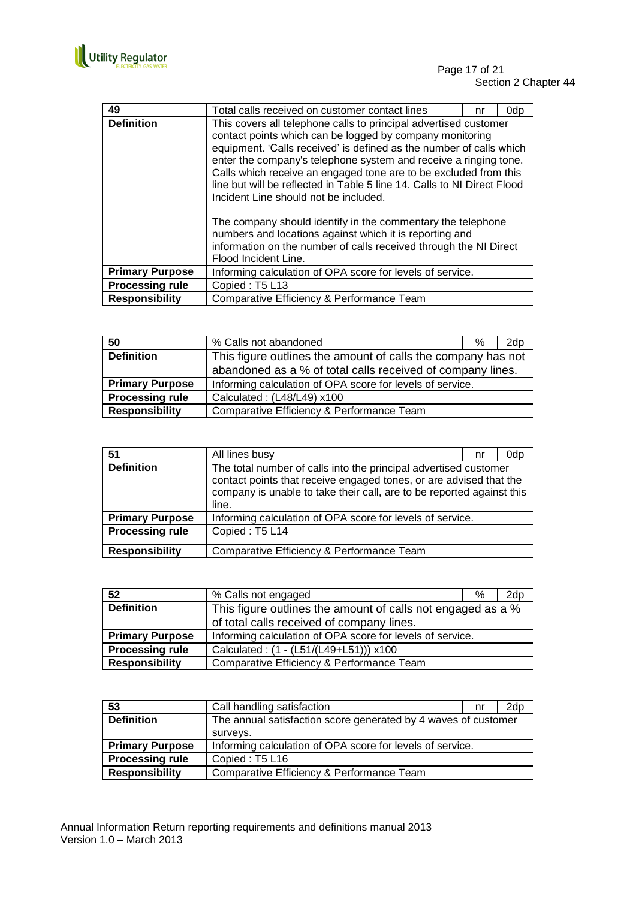| 49 | Total calls received on customer contact lines | nr | 0dp |
|---|---|---|---|
| **Definition** | This covers all telephone calls to principal advertised customer contact points which can be logged by company monitoring equipment. 'Calls received' is defined as the number of calls which enter the company's telephone system and receive a ringing tone. Calls which receive an engaged tone are to be excluded from this line but will be reflected in Table 5 line 14. Calls to NI Direct Flood Incident Line should not be included.<br><br>The company should identify in the commentary the telephone numbers and locations against which it is reporting and information on the number of calls received through the NI Direct Flood Incident Line. | | |
| **Primary Purpose** | Informing calculation of OPA score for levels of service. | | |
| **Processing rule** | Copied : T5 L13 | | |
| **Responsibility** | Comparative Efficiency & Performance Team | | |

| 50 | % Calls not abandoned | % | 2dp |
|---|---|---|---|
| **Definition** | This figure outlines the amount of calls the company has not abandoned as a % of total calls received of company lines. | | |
| **Primary Purpose** | Informing calculation of OPA score for levels of service. | | |
| **Processing rule** | Calculated : (L48/L49) x100 | | |
| **Responsibility** | Comparative Efficiency & Performance Team | | |

| 51 | All lines busy | nr | 0dp |
|---|---|---|---|
| **Definition** | The total number of calls into the principal advertised customer contact points that receive engaged tones, or are advised that the company is unable to take their call, are to be reported against this line. | | |
| **Primary Purpose** | Informing calculation of OPA score for levels of service. | | |
| **Processing rule** | Copied : T5 L14 | | |
| **Responsibility** | Comparative Efficiency & Performance Team | | |

| 52 | % Calls not engaged | % | 2dp |
|---|---|---|---|
| **Definition** | This figure outlines the amount of calls not engaged as a % of total calls received of company lines. | | |
| **Primary Purpose** | Informing calculation of OPA score for levels of service. | | |
| **Processing rule** | Calculated : (1 - (L51/(L49+L51))) x100 | | |
| **Responsibility** | Comparative Efficiency & Performance Team | | |

| 53 | Call handling satisfaction | nr | 2dp |
|---|---|---|---|
| **Definition** | The annual satisfaction score generated by 4 waves of customer surveys. | | |
| **Primary Purpose** | Informing calculation of OPA score for levels of service. | | |
| **Processing rule** | Copied : T5 L16 | | |
| **Responsibility** | Comparative Efficiency & Performance Team | | |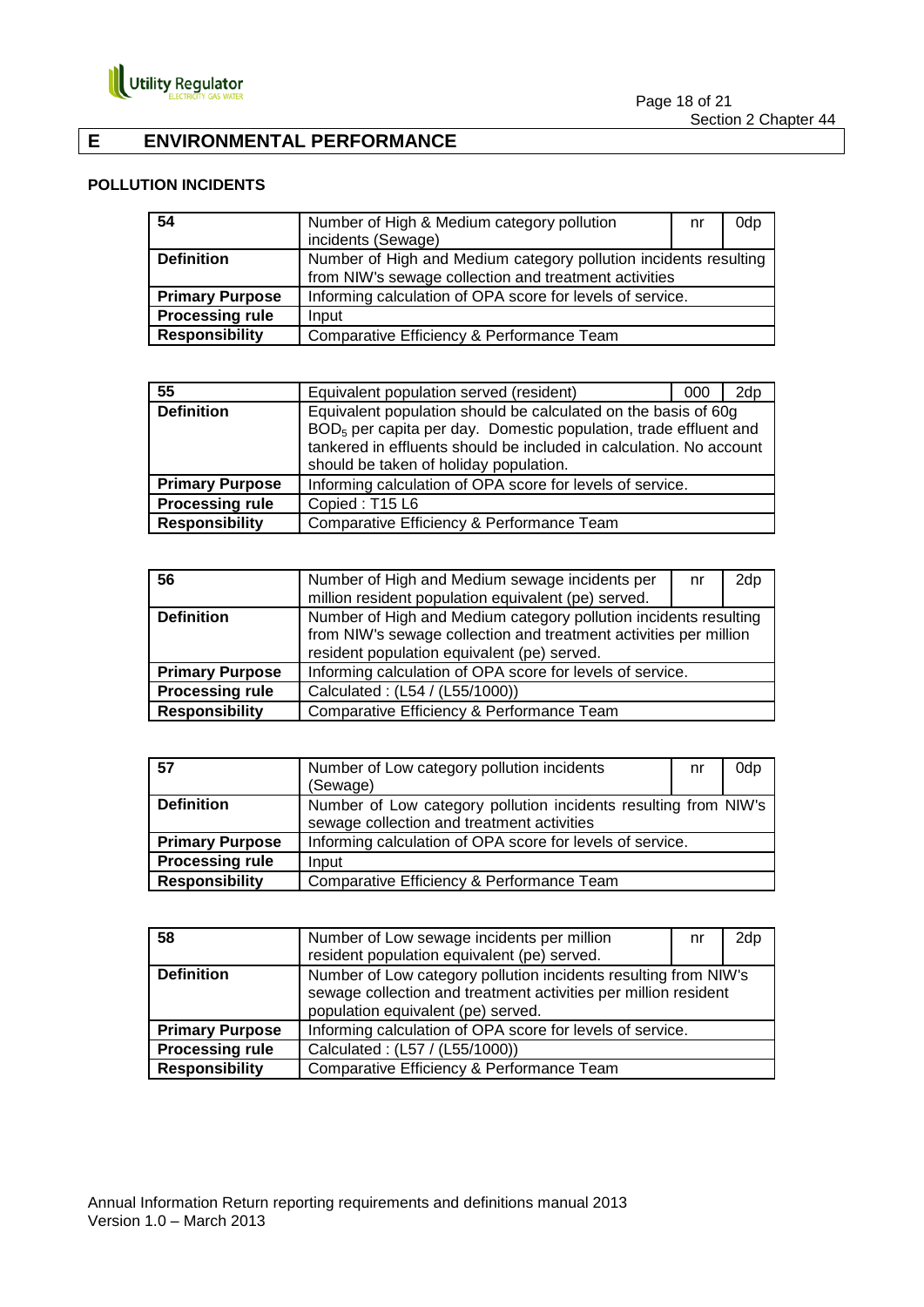## E ENVIRONMENTAL PERFORMANCE

### POLLUTION INCIDENTS

| 54 | Number of High & Medium category pollution incidents (Sewage) | nr | 0dp |
|---|---|---|---|
| **Definition** | Number of High and Medium category pollution incidents resulting from NIW's sewage collection and treatment activities | | |
| **Primary Purpose** | Informing calculation of OPA score for levels of service. | | |
| **Processing rule** | Input | | |
| **Responsibility** | Comparative Efficiency & Performance Team | | |

| 55 | Equivalent population served (resident) | 000 | 2dp |
|---|---|---|---|
| **Definition** | Equivalent population should be calculated on the basis of 60g $BOD_5$ per capita per day. Domestic population, trade effluent and tankered in effluents should be included in calculation. No account should be taken of holiday population. | | |
| **Primary Purpose** | Informing calculation of OPA score for levels of service. | | |
| **Processing rule** | Copied : T15 L6 | | |
| **Responsibility** | Comparative Efficiency & Performance Team | | |

| 56 | Number of High and Medium sewage incidents per million resident population equivalent (pe) served. | nr | 2dp |
|---|---|---|---|
| **Definition** | Number of High and Medium category pollution incidents resulting from NIW's sewage collection and treatment activities per million resident population equivalent (pe) served. | | |
| **Primary Purpose** | Informing calculation of OPA score for levels of service. | | |
| **Processing rule** | Calculated : (L54 / (L55/1000)) | | |
| **Responsibility** | Comparative Efficiency & Performance Team | | |

| 57 | Number of Low category pollution incidents (Sewage) | nr | 0dp |
|---|---|---|---|
| **Definition** | Number of Low category pollution incidents resulting from NIW's sewage collection and treatment activities | | |
| **Primary Purpose** | Informing calculation of OPA score for levels of service. | | |
| **Processing rule** | Input | | |
| **Responsibility** | Comparative Efficiency & Performance Team | | |

| 58 | Number of Low sewage incidents per million resident population equivalent (pe) served. | nr | 2dp |
|---|---|---|---|
| **Definition** | Number of Low category pollution incidents resulting from NIW's sewage collection and treatment activities per million resident population equivalent (pe) served. | | |
| **Primary Purpose** | Informing calculation of OPA score for levels of service. | | |
| **Processing rule** | Calculated : (L57 / (L55/1000)) | | |
| **Responsibility** | Comparative Efficiency & Performance Team | | |

Annual Information Return reporting requirements and definitions manual 2013
Version 1.0 – March 2013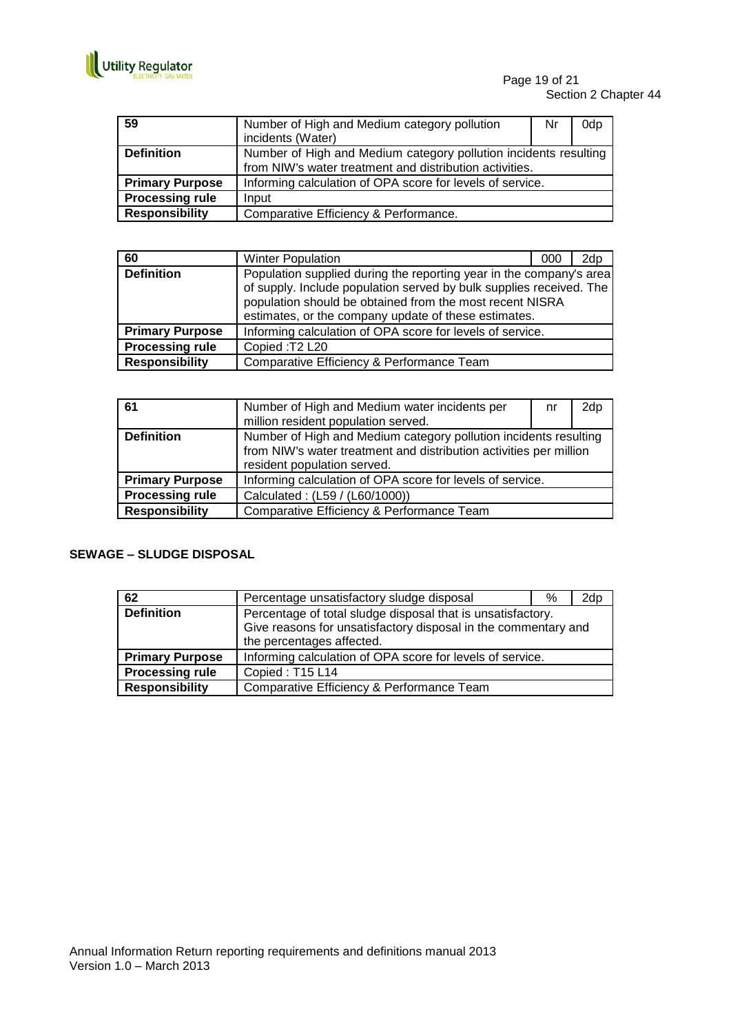| 59 | Number of High and Medium category pollution incidents (Water) | Nr | 0dp |
|---|---|---|---|
| **Definition** | Number of High and Medium category pollution incidents resulting from NIW's water treatment and distribution activities. | | |
| **Primary Purpose** | Informing calculation of OPA score for levels of service. | | |
| **Processing rule** | Input | | |
| **Responsibility** | Comparative Efficiency & Performance. | | |

| 60 | Winter Population | 000 | 2dp |
|---|---|---|---|
| **Definition** | Population supplied during the reporting year in the company's area of supply. Include population served by bulk supplies received. The population should be obtained from the most recent NISRA estimates, or the company update of these estimates. | | |
| **Primary Purpose** | Informing calculation of OPA score for levels of service. | | |
| **Processing rule** | Copied :T2 L20 | | |
| **Responsibility** | Comparative Efficiency & Performance Team | | |

| 61 | Number of High and Medium water incidents per million resident population served. | nr | 2dp |
|---|---|---|---|
| **Definition** | Number of High and Medium category pollution incidents resulting from NIW's water treatment and distribution activities per million resident population served. | | |
| **Primary Purpose** | Informing calculation of OPA score for levels of service. | | |
| **Processing rule** | Calculated : (L59 / (L60/1000)) | | |
| **Responsibility** | Comparative Efficiency & Performance Team | | |

**SEWAGE – SLUDGE DISPOSAL**

| 62 | Percentage unsatisfactory sludge disposal | % | 2dp |
|---|---|---|---|
| **Definition** | Percentage of total sludge disposal that is unsatisfactory. Give reasons for unsatisfactory disposal in the commentary and the percentages affected. | | |
| **Primary Purpose** | Informing calculation of OPA score for levels of service. | | |
| **Processing rule** | Copied : T15 L14 | | |
| **Responsibility** | Comparative Efficiency & Performance Team | | |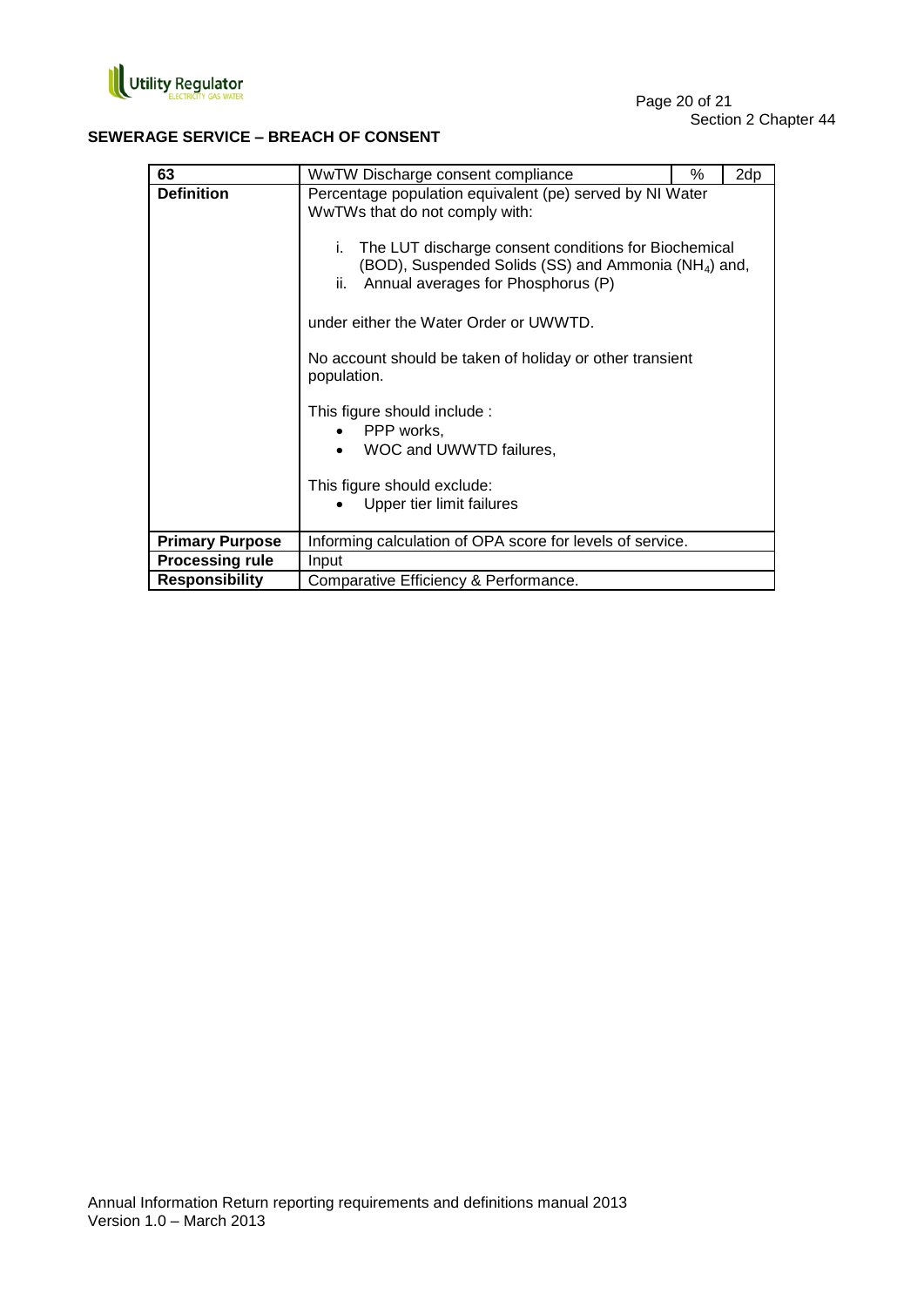**SEWERAGE SERVICE – BREACH OF CONSENT**

| 63 | WwTW Discharge consent compliance | % | 2dp |
|---|---|---|---|
| **Definition** | Percentage population equivalent (pe) served by NI Water WwTWs that do not comply with:<br><br>i. The LUT discharge consent conditions for Biochemical (BOD), Suspended Solids (SS) and Ammonia ($NH_4$) and,<br>ii. Annual averages for Phosphorus (P)<br><br>under either the Water Order or UWWTD.<br><br>No account should be taken of holiday or other transient population.<br><br>This figure should include :<br>• PPP works,<br>• WOC and UWWTD failures,<br><br>This figure should exclude:<br>• Upper tier limit failures | | |
| **Primary Purpose** | Informing calculation of OPA score for levels of service. | | |
| **Processing rule** | Input | | |
| **Responsibility** | Comparative Efficiency & Performance. | | |

Annual Information Return reporting requirements and definitions manual 2013
Version 1.0 – March 2013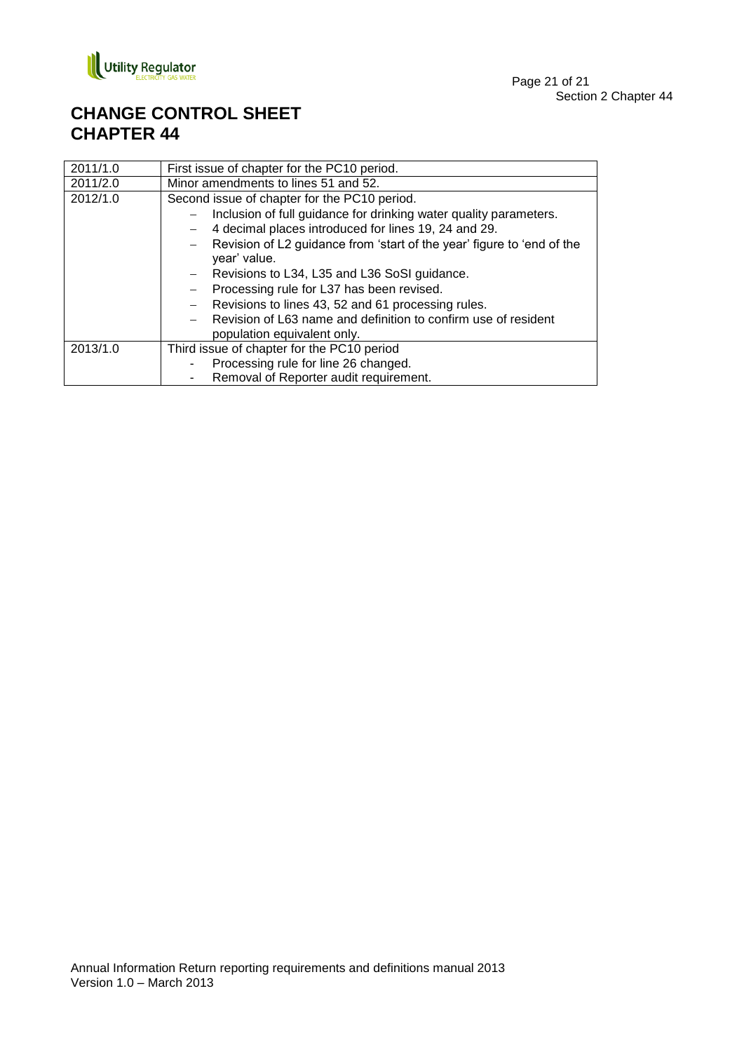# CHANGE CONTROL SHEET
# CHAPTER 44

| | |
|---|---|
| 2011/1.0 | First issue of chapter for the PC10 period. |
| 2011/2.0 | Minor amendments to lines 51 and 52. |
| 2012/1.0 | Second issue of chapter for the PC10 period.<br>– Inclusion of full guidance for drinking water quality parameters.<br>– 4 decimal places introduced for lines 19, 24 and 29.<br>– Revision of L2 guidance from 'start of the year' figure to 'end of the year' value.<br>– Revisions to L34, L35 and L36 SoSI guidance.<br>– Processing rule for L37 has been revised.<br>– Revisions to lines 43, 52 and 61 processing rules.<br>– Revision of L63 name and definition to confirm use of resident population equivalent only. |
| 2013/1.0 | Third issue of chapter for the PC10 period<br>- Processing rule for line 26 changed.<br>- Removal of Reporter audit requirement. |

Annual Information Return reporting requirements and definitions manual 2013
Version 1.0 – March 2013